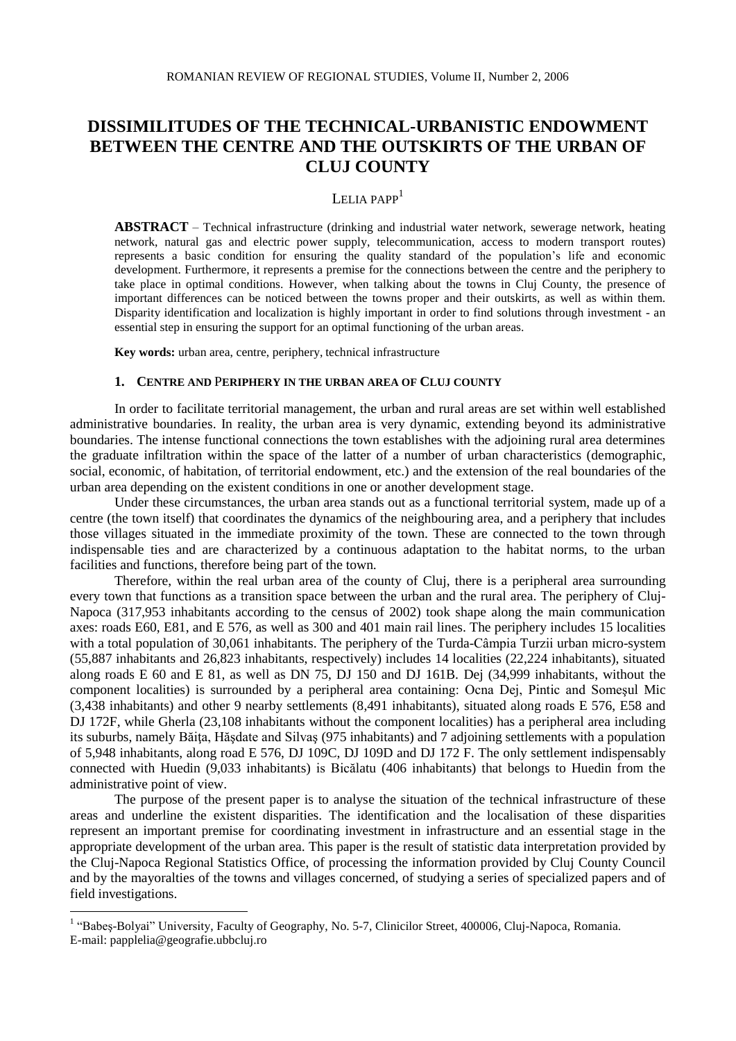# DISSIMILITUDES OF THE TECHNICAL-URBANISTIC ENDOWMENT BETWEEN THE CENTRE AND THE OUTSKIRTS OF THE URBAN OF CLUJ COUNTY

LELIA PAPP[1]

**ABSTRACT** – Technical infrastructure (drinking and industrial water network, sewerage network, heating network, natural gas and electric power supply, telecommunication, access to modern transport routes) represents a basic condition for ensuring the quality standard of the population's life and economic development. Furthermore, it represents a premise for the connections between the centre and the periphery to take place in optimal conditions. However, when talking about the towns in Cluj County, the presence of important differences can be noticed between the towns proper and their outskirts, as well as within them. Disparity identification and localization is highly important in order to find solutions through investment - an essential step in ensuring the support for an optimal functioning of the urban areas.

**Key words:** urban area, centre, periphery, technical infrastructure

## 1. CENTRE AND PERIPHERY IN THE URBAN AREA OF CLUJ COUNTY

In order to facilitate territorial management, the urban and rural areas are set within well established administrative boundaries. In reality, the urban area is very dynamic, extending beyond its administrative boundaries. The intense functional connections the town establishes with the adjoining rural area determines the graduate infiltration within the space of the latter of a number of urban characteristics (demographic, social, economic, of habitation, of territorial endowment, etc.) and the extension of the real boundaries of the urban area depending on the existent conditions in one or another development stage.

Under these circumstances, the urban area stands out as a functional territorial system, made up of a centre (the town itself) that coordinates the dynamics of the neighbouring area, and a periphery that includes those villages situated in the immediate proximity of the town. These are connected to the town through indispensable ties and are characterized by a continuous adaptation to the habitat norms, to the urban facilities and functions, therefore being part of the town.

Therefore, within the real urban area of the county of Cluj, there is a peripheral area surrounding every town that functions as a transition space between the urban and the rural area. The periphery of Cluj-Napoca (317,953 inhabitants according to the census of 2002) took shape along the main communication axes: roads E60, E81, and E 576, as well as 300 and 401 main rail lines. The periphery includes 15 localities with a total population of 30,061 inhabitants. The periphery of the Turda-Câmpia Turzii urban micro-system (55,887 inhabitants and 26,823 inhabitants, respectively) includes 14 localities (22,224 inhabitants), situated along roads E 60 and E 81, as well as DN 75, DJ 150 and DJ 161B. Dej (34,999 inhabitants, without the component localities) is surrounded by a peripheral area containing: Ocna Dej, Pintic and Someşul Mic (3,438 inhabitants) and other 9 nearby settlements (8,491 inhabitants), situated along roads E 576, E58 and DJ 172F, while Gherla (23,108 inhabitants without the component localities) has a peripheral area including its suburbs, namely Băiţa, Hăşdate and Silvaş (975 inhabitants) and 7 adjoining settlements with a population of 5,948 inhabitants, along road E 576, DJ 109C, DJ 109D and DJ 172 F. The only settlement indispensably connected with Huedin (9,033 inhabitants) is Bicălatu (406 inhabitants) that belongs to Huedin from the administrative point of view.

The purpose of the present paper is to analyse the situation of the technical infrastructure of these areas and underline the existent disparities. The identification and the localisation of these disparities represent an important premise for coordinating investment in infrastructure and an essential stage in the appropriate development of the urban area. This paper is the result of statistic data interpretation provided by the Cluj-Napoca Regional Statistics Office, of processing the information provided by Cluj County Council and by the mayoralties of the towns and villages concerned, of studying a series of specialized papers and of field investigations.

[1] "Babeş-Bolyai" University, Faculty of Geography, No. 5-7, Clinicilor Street, 400006, Cluj-Napoca, Romania. E-mail: papplelia@geografie.ubbcluj.ro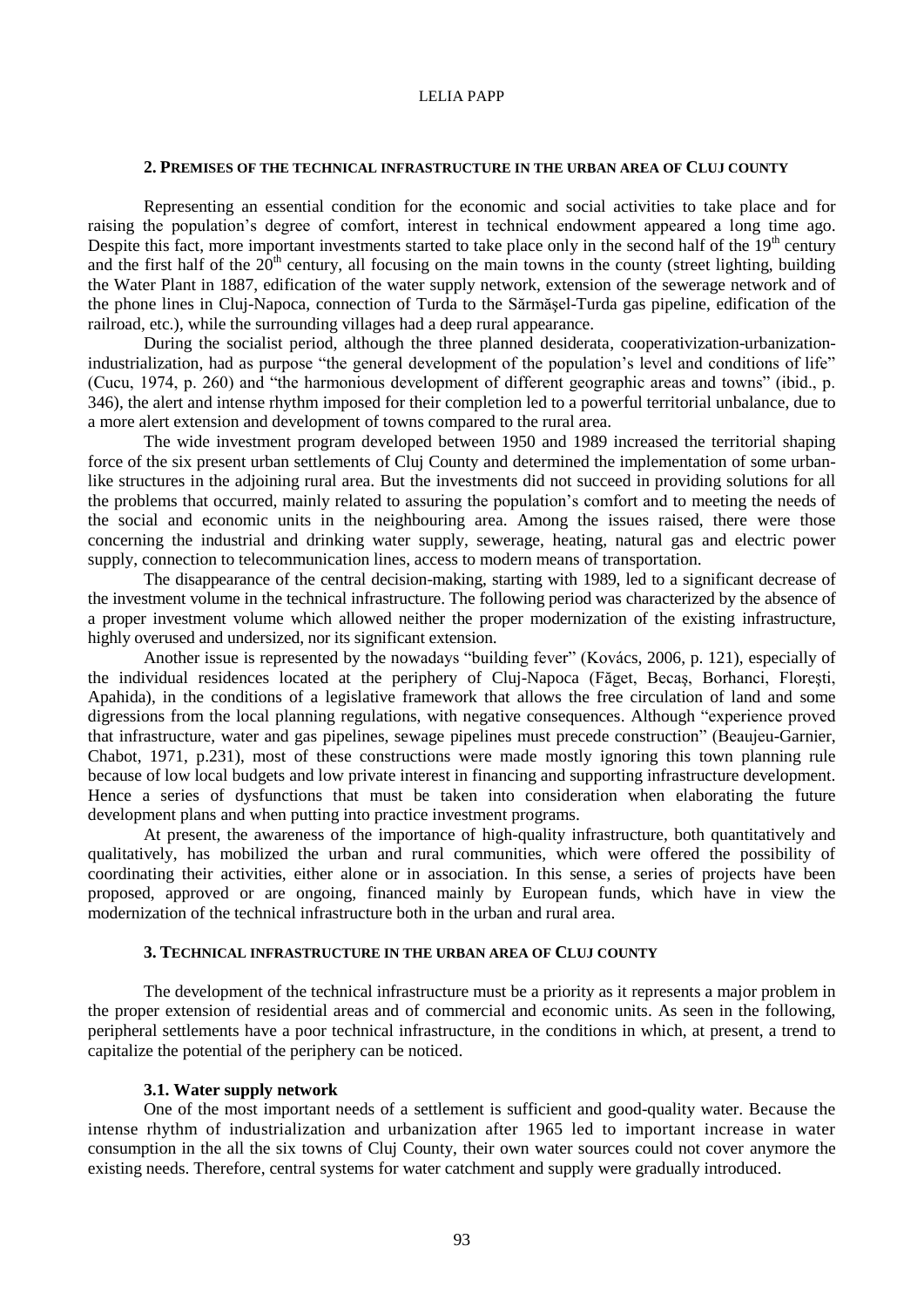## 2. PREMISES OF THE TECHNICAL INFRASTRUCTURE IN THE URBAN AREA OF CLUJ COUNTY

Representing an essential condition for the economic and social activities to take place and for raising the population's degree of comfort, interest in technical endowment appeared a long time ago. Despite this fact, more important investments started to take place only in the second half of the 19th century and the first half of the 20th century, all focusing on the main towns in the county (street lighting, building the Water Plant in 1887, edification of the water supply network, extension of the sewerage network and of the phone lines in Cluj-Napoca, connection of Turda to the Sărmăşel-Turda gas pipeline, edification of the railroad, etc.), while the surrounding villages had a deep rural appearance.

During the socialist period, although the three planned desiderata, cooperativization-urbanization-industrialization, had as purpose "the general development of the population's level and conditions of life" (Cucu, 1974, p. 260) and "the harmonious development of different geographic areas and towns" (ibid., p. 346), the alert and intense rhythm imposed for their completion led to a powerful territorial unbalance, due to a more alert extension and development of towns compared to the rural area.

The wide investment program developed between 1950 and 1989 increased the territorial shaping force of the six present urban settlements of Cluj County and determined the implementation of some urban-like structures in the adjoining rural area. But the investments did not succeed in providing solutions for all the problems that occurred, mainly related to assuring the population's comfort and to meeting the needs of the social and economic units in the neighbouring area. Among the issues raised, there were those concerning the industrial and drinking water supply, sewerage, heating, natural gas and electric power supply, connection to telecommunication lines, access to modern means of transportation.

The disappearance of the central decision-making, starting with 1989, led to a significant decrease of the investment volume in the technical infrastructure. The following period was characterized by the absence of a proper investment volume which allowed neither the proper modernization of the existing infrastructure, highly overused and undersized, nor its significant extension.

Another issue is represented by the nowadays "building fever" (Kovács, 2006, p. 121), especially of the individual residences located at the periphery of Cluj-Napoca (Făget, Becaş, Borhanci, Floreşti, Apahida), in the conditions of a legislative framework that allows the free circulation of land and some digressions from the local planning regulations, with negative consequences. Although "experience proved that infrastructure, water and gas pipelines, sewage pipelines must precede construction" (Beaujeu-Garnier, Chabot, 1971, p.231), most of these constructions were made mostly ignoring this town planning rule because of low local budgets and low private interest in financing and supporting infrastructure development. Hence a series of dysfunctions that must be taken into consideration when elaborating the future development plans and when putting into practice investment programs.

At present, the awareness of the importance of high-quality infrastructure, both quantitatively and qualitatively, has mobilized the urban and rural communities, which were offered the possibility of coordinating their activities, either alone or in association. In this sense, a series of projects have been proposed, approved or are ongoing, financed mainly by European funds, which have in view the modernization of the technical infrastructure both in the urban and rural area.

## 3. TECHNICAL INFRASTRUCTURE IN THE URBAN AREA OF CLUJ COUNTY

The development of the technical infrastructure must be a priority as it represents a major problem in the proper extension of residential areas and of commercial and economic units. As seen in the following, peripheral settlements have a poor technical infrastructure, in the conditions in which, at present, a trend to capitalize the potential of the periphery can be noticed.

### 3.1. Water supply network

One of the most important needs of a settlement is sufficient and good-quality water. Because the intense rhythm of industrialization and urbanization after 1965 led to important increase in water consumption in the all the six towns of Cluj County, their own water sources could not cover anymore the existing needs. Therefore, central systems for water catchment and supply were gradually introduced.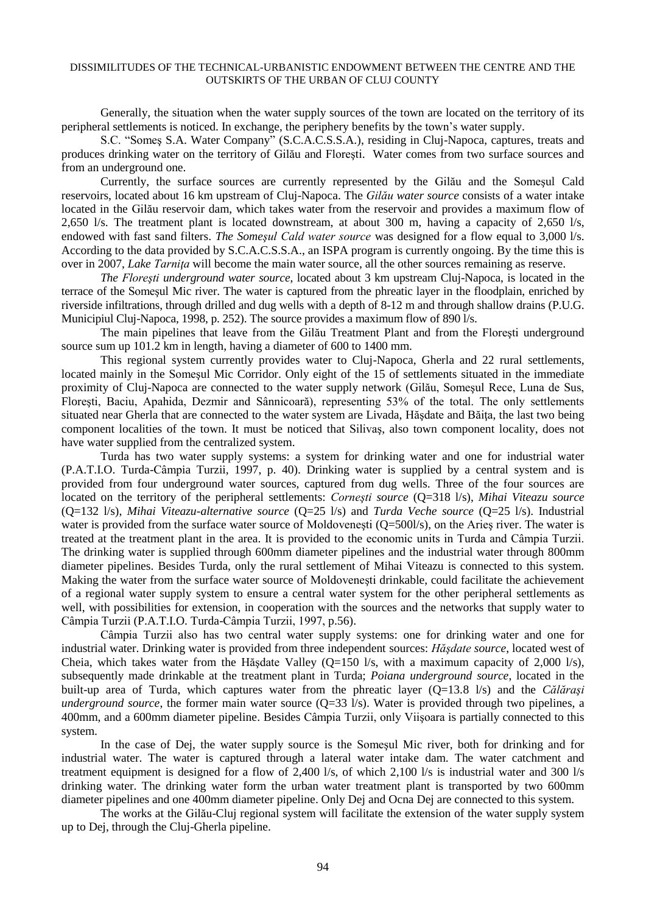Generally, the situation when the water supply sources of the town are located on the territory of its peripheral settlements is noticed. In exchange, the periphery benefits by the town's water supply.

S.C. "Someş S.A. Water Company" (S.C.A.C.S.S.A.), residing in Cluj-Napoca, captures, treats and produces drinking water on the territory of Gilău and Floreşti. Water comes from two surface sources and from an underground one.

Currently, the surface sources are currently represented by the Gilău and the Someşul Cald reservoirs, located about 16 km upstream of Cluj-Napoca. The *Gilău water source* consists of a water intake located in the Gilău reservoir dam, which takes water from the reservoir and provides a maximum flow of 2,650 l/s. The treatment plant is located downstream, at about 300 m, having a capacity of 2,650 l/s, endowed with fast sand filters. *The Someşul Cald water source* was designed for a flow equal to 3,000 l/s. According to the data provided by S.C.A.C.S.S.A., an ISPA program is currently ongoing. By the time this is over in 2007, *Lake Tarniţa* will become the main water source, all the other sources remaining as reserve.

*The Floreşti underground water source*, located about 3 km upstream Cluj-Napoca, is located in the terrace of the Someşul Mic river. The water is captured from the phreatic layer in the floodplain, enriched by riverside infiltrations, through drilled and dug wells with a depth of 8-12 m and through shallow drains (P.U.G. Municipiul Cluj-Napoca, 1998, p. 252). The source provides a maximum flow of 890 l/s.

The main pipelines that leave from the Gilău Treatment Plant and from the Floreşti underground source sum up 101.2 km in length, having a diameter of 600 to 1400 mm.

This regional system currently provides water to Cluj-Napoca, Gherla and 22 rural settlements, located mainly in the Someşul Mic Corridor. Only eight of the 15 of settlements situated in the immediate proximity of Cluj-Napoca are connected to the water supply network (Gilău, Someşul Rece, Luna de Sus, Floreşti, Baciu, Apahida, Dezmir and Sânnicoară), representing 53% of the total. The only settlements situated near Gherla that are connected to the water system are Livada, Hăşdate and Băiţa, the last two being component localities of the town. It must be noticed that Silivaş, also town component locality, does not have water supplied from the centralized system.

Turda has two water supply systems: a system for drinking water and one for industrial water (P.A.T.I.O. Turda-Câmpia Turzii, 1997, p. 40). Drinking water is supplied by a central system and is provided from four underground water sources, captured from dug wells. Three of the four sources are located on the territory of the peripheral settlements: *Corneşti source* (Q=318 l/s), *Mihai Viteazu source* (Q=132 l/s), *Mihai Viteazu-alternative source* (Q=25 l/s) and *Turda Veche source* (Q=25 l/s). Industrial water is provided from the surface water source of Moldoveneşti (Q=500l/s), on the Arieş river. The water is treated at the treatment plant in the area. It is provided to the economic units in Turda and Câmpia Turzii. The drinking water is supplied through 600mm diameter pipelines and the industrial water through 800mm diameter pipelines. Besides Turda, only the rural settlement of Mihai Viteazu is connected to this system. Making the water from the surface water source of Moldoveneşti drinkable, could facilitate the achievement of a regional water supply system to ensure a central water system for the other peripheral settlements as well, with possibilities for extension, in cooperation with the sources and the networks that supply water to Câmpia Turzii (P.A.T.I.O. Turda-Câmpia Turzii, 1997, p.56).

Câmpia Turzii also has two central water supply systems: one for drinking water and one for industrial water. Drinking water is provided from three independent sources: *Hăşdate source*, located west of Cheia, which takes water from the Hăşdate Valley (Q=150 l/s, with a maximum capacity of 2,000 l/s), subsequently made drinkable at the treatment plant in Turda; *Poiana underground source*, located in the built-up area of Turda, which captures water from the phreatic layer (Q=13.8 l/s) and the *Călăraşi underground source*, the former main water source (Q=33 l/s). Water is provided through two pipelines, a 400mm, and a 600mm diameter pipeline. Besides Câmpia Turzii, only Viişoara is partially connected to this system.

In the case of Dej, the water supply source is the Someşul Mic river, both for drinking and for industrial water. The water is captured through a lateral water intake dam. The water catchment and treatment equipment is designed for a flow of 2,400 l/s, of which 2,100 l/s is industrial water and 300 l/s drinking water. The drinking water form the urban water treatment plant is transported by two 600mm diameter pipelines and one 400mm diameter pipeline. Only Dej and Ocna Dej are connected to this system.

The works at the Gilău-Cluj regional system will facilitate the extension of the water supply system up to Dej, through the Cluj-Gherla pipeline.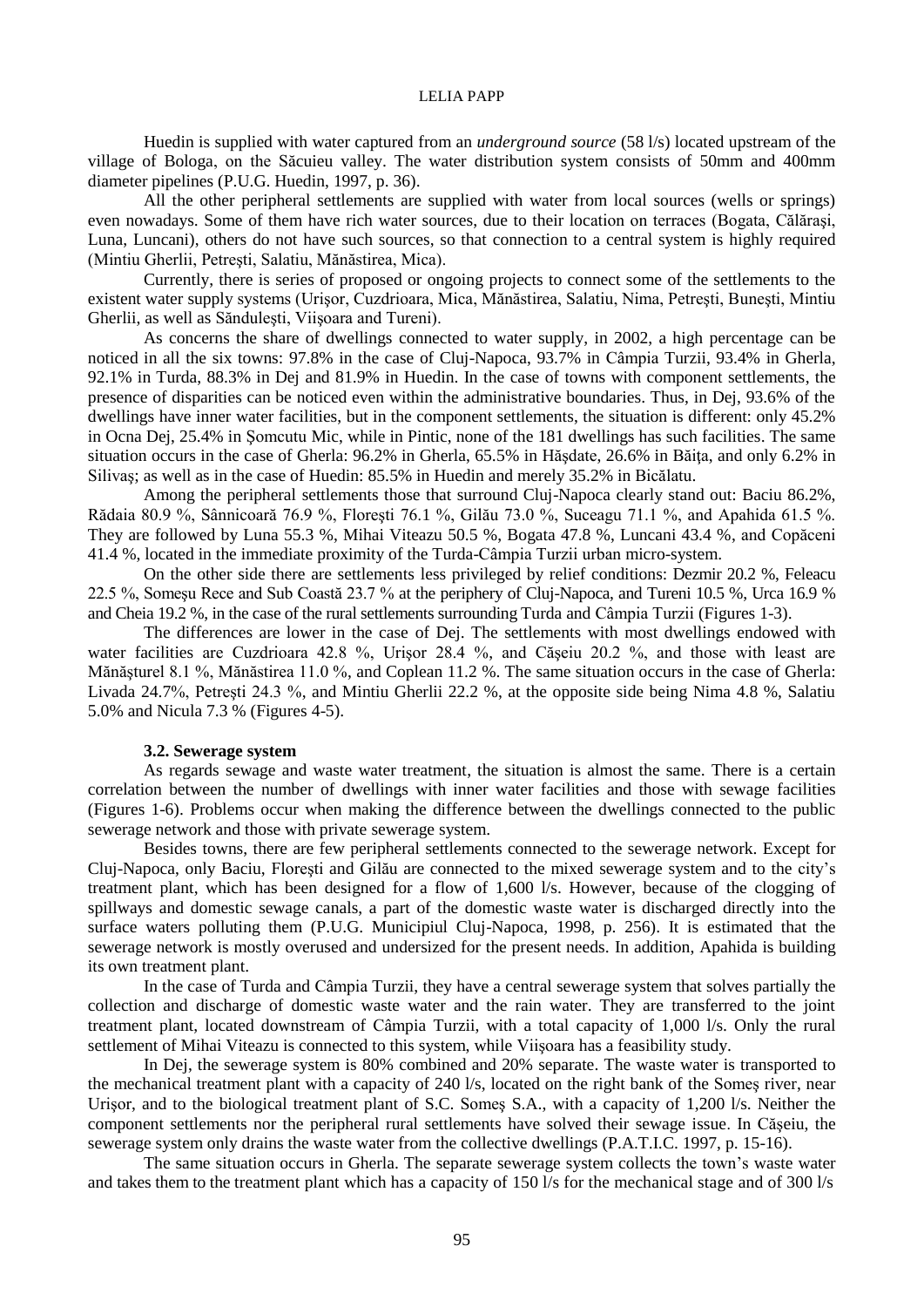Huedin is supplied with water captured from an *underground source* (58 l/s) located upstream of the village of Bologa, on the Săcuieu valley. The water distribution system consists of 50mm and 400mm diameter pipelines (P.U.G. Huedin, 1997, p. 36).

All the other peripheral settlements are supplied with water from local sources (wells or springs) even nowadays. Some of them have rich water sources, due to their location on terraces (Bogata, Călăraşi, Luna, Luncani), others do not have such sources, so that connection to a central system is highly required (Mintiu Gherlii, Petreşti, Salatiu, Mănăstirea, Mica).

Currently, there is series of proposed or ongoing projects to connect some of the settlements to the existent water supply systems (Urişor, Cuzdrioara, Mica, Mănăstirea, Salatiu, Nima, Petreşti, Buneşti, Mintiu Gherlii, as well as Sănduleşti, Viişoara and Tureni).

As concerns the share of dwellings connected to water supply, in 2002, a high percentage can be noticed in all the six towns: 97.8% in the case of Cluj-Napoca, 93.7% in Câmpia Turzii, 93.4% in Gherla, 92.1% in Turda, 88.3% in Dej and 81.9% in Huedin. In the case of towns with component settlements, the presence of disparities can be noticed even within the administrative boundaries. Thus, in Dej, 93.6% of the dwellings have inner water facilities, but in the component settlements, the situation is different: only 45.2% in Ocna Dej, 25.4% in Şomcutu Mic, while in Pintic, none of the 181 dwellings has such facilities. The same situation occurs in the case of Gherla: 96.2% in Gherla, 65.5% in Hăşdate, 26.6% in Băiţa, and only 6.2% in Silivaş; as well as in the case of Huedin: 85.5% in Huedin and merely 35.2% in Bicălatu.

Among the peripheral settlements those that surround Cluj-Napoca clearly stand out: Baciu 86.2%, Rădaia 80.9 %, Sânnicoară 76.9 %, Floreşti 76.1 %, Gilău 73.0 %, Suceagu 71.1 %, and Apahida 61.5 %. They are followed by Luna 55.3 %, Mihai Viteazu 50.5 %, Bogata 47.8 %, Luncani 43.4 %, and Copăceni 41.4 %, located in the immediate proximity of the Turda-Câmpia Turzii urban micro-system.

On the other side there are settlements less privileged by relief conditions: Dezmir 20.2 %, Feleacu 22.5 %, Someşu Rece and Sub Coastă 23.7 % at the periphery of Cluj-Napoca, and Tureni 10.5 %, Urca 16.9 % and Cheia 19.2 %, in the case of the rural settlements surrounding Turda and Câmpia Turzii (Figures 1-3).

The differences are lower in the case of Dej. The settlements with most dwellings endowed with water facilities are Cuzdrioara 42.8 %, Urişor 28.4 %, and Căşeiu 20.2 %, and those with least are Mănăşturel 8.1 %, Mănăstirea 11.0 %, and Coplean 11.2 %. The same situation occurs in the case of Gherla: Livada 24.7%, Petreşti 24.3 %, and Mintiu Gherlii 22.2 %, at the opposite side being Nima 4.8 %, Salatiu 5.0% and Nicula 7.3 % (Figures 4-5).

### 3.2. Sewerage system

As regards sewage and waste water treatment, the situation is almost the same. There is a certain correlation between the number of dwellings with inner water facilities and those with sewage facilities (Figures 1-6). Problems occur when making the difference between the dwellings connected to the public sewerage network and those with private sewerage system.

Besides towns, there are few peripheral settlements connected to the sewerage network. Except for Cluj-Napoca, only Baciu, Floreşti and Gilău are connected to the mixed sewerage system and to the city's treatment plant, which has been designed for a flow of 1,600 l/s. However, because of the clogging of spillways and domestic sewage canals, a part of the domestic waste water is discharged directly into the surface waters polluting them (P.U.G. Municipiul Cluj-Napoca, 1998, p. 256). It is estimated that the sewerage network is mostly overused and undersized for the present needs. In addition, Apahida is building its own treatment plant.

In the case of Turda and Câmpia Turzii, they have a central sewerage system that solves partially the collection and discharge of domestic waste water and the rain water. They are transferred to the joint treatment plant, located downstream of Câmpia Turzii, with a total capacity of 1,000 l/s. Only the rural settlement of Mihai Viteazu is connected to this system, while Viişoara has a feasibility study.

In Dej, the sewerage system is 80% combined and 20% separate. The waste water is transported to the mechanical treatment plant with a capacity of 240 l/s, located on the right bank of the Someş river, near Urişor, and to the biological treatment plant of S.C. Someş S.A., with a capacity of 1,200 l/s. Neither the component settlements nor the peripheral rural settlements have solved their sewage issue. In Căşeiu, the sewerage system only drains the waste water from the collective dwellings (P.A.T.I.C. 1997, p. 15-16).

The same situation occurs in Gherla. The separate sewerage system collects the town's waste water and takes them to the treatment plant which has a capacity of 150 l/s for the mechanical stage and of 300 l/s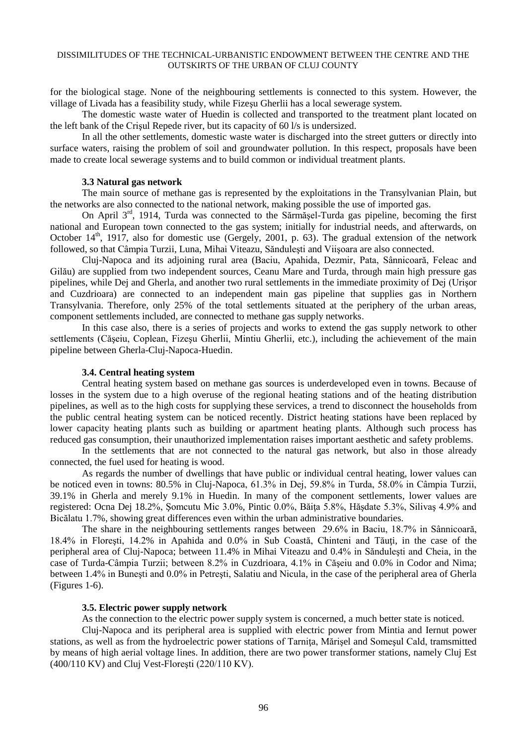for the biological stage. None of the neighbouring settlements is connected to this system. However, the village of Livada has a feasibility study, while Fizeşu Gherlii has a local sewerage system.

The domestic waste water of Huedin is collected and transported to the treatment plant located on the left bank of the Crişul Repede river, but its capacity of 60 l/s is undersized.

In all the other settlements, domestic waste water is discharged into the street gutters or directly into surface waters, raising the problem of soil and groundwater pollution. In this respect, proposals have been made to create local sewerage systems and to build common or individual treatment plants.

### 3.3 Natural gas network

The main source of methane gas is represented by the exploitations in the Transylvanian Plain, but the networks are also connected to the national network, making possible the use of imported gas.

On April 3[rd], 1914, Turda was connected to the Sărmăşel-Turda gas pipeline, becoming the first national and European town connected to the gas system; initially for industrial needs, and afterwards, on October 14[th], 1917, also for domestic use (Gergely, 2001, p. 63). The gradual extension of the network followed, so that Câmpia Turzii, Luna, Mihai Viteazu, Săndulești and Viişoara are also connected.

Cluj-Napoca and its adjoining rural area (Baciu, Apahida, Dezmir, Pata, Sânnicoară, Feleac and Gilău) are supplied from two independent sources, Ceanu Mare and Turda, through main high pressure gas pipelines, while Dej and Gherla, and another two rural settlements in the immediate proximity of Dej (Urişor and Cuzdrioara) are connected to an independent main gas pipeline that supplies gas in Northern Transylvania. Therefore, only 25% of the total settlements situated at the periphery of the urban areas, component settlements included, are connected to methane gas supply networks.

In this case also, there is a series of projects and works to extend the gas supply network to other settlements (Căşeiu, Coplean, Fizeşu Gherlii, Mintiu Gherlii, etc.), including the achievement of the main pipeline between Gherla-Cluj-Napoca-Huedin.

### 3.4. Central heating system

Central heating system based on methane gas sources is underdeveloped even in towns. Because of losses in the system due to a high overuse of the regional heating stations and of the heating distribution pipelines, as well as to the high costs for supplying these services, a trend to disconnect the households from the public central heating system can be noticed recently. District heating stations have been replaced by lower capacity heating plants such as building or apartment heating plants. Although such process has reduced gas consumption, their unauthorized implementation raises important aesthetic and safety problems.

In the settlements that are not connected to the natural gas network, but also in those already connected, the fuel used for heating is wood.

As regards the number of dwellings that have public or individual central heating, lower values can be noticed even in towns: 80.5% in Cluj-Napoca, 61.3% in Dej, 59.8% in Turda, 58.0% in Câmpia Turzii, 39.1% in Gherla and merely 9.1% in Huedin. In many of the component settlements, lower values are registered: Ocna Dej 18.2%, Şomcutu Mic 3.0%, Pintic 0.0%, Băiţa 5.8%, Hăşdate 5.3%, Silivaş 4.9% and Bicălatu 1.7%, showing great differences even within the urban administrative boundaries.

The share in the neighbouring settlements ranges between 29.6% in Baciu, 18.7% in Sânnicoară, 18.4% in Floreşti, 14.2% in Apahida and 0.0% in Sub Coastă, Chinteni and Tăuţi, in the case of the peripheral area of Cluj-Napoca; between 11.4% in Mihai Viteazu and 0.4% in Săndulești and Cheia, in the case of Turda-Câmpia Turzii; between 8.2% in Cuzdrioara, 4.1% in Căşeiu and 0.0% in Codor and Nima; between 1.4% in Buneşti and 0.0% in Petreşti, Salatiu and Nicula, in the case of the peripheral area of Gherla (Figures 1-6).

### 3.5. Electric power supply network

As the connection to the electric power supply system is concerned, a much better state is noticed.

Cluj-Napoca and its peripheral area is supplied with electric power from Mintia and Iernut power stations, as well as from the hydroelectric power stations of Tarniţa, Mărişel and Someşul Cald, tramsmitted by means of high aerial voltage lines. In addition, there are two power transformer stations, namely Cluj Est (400/110 KV) and Cluj Vest-Floreşti (220/110 KV).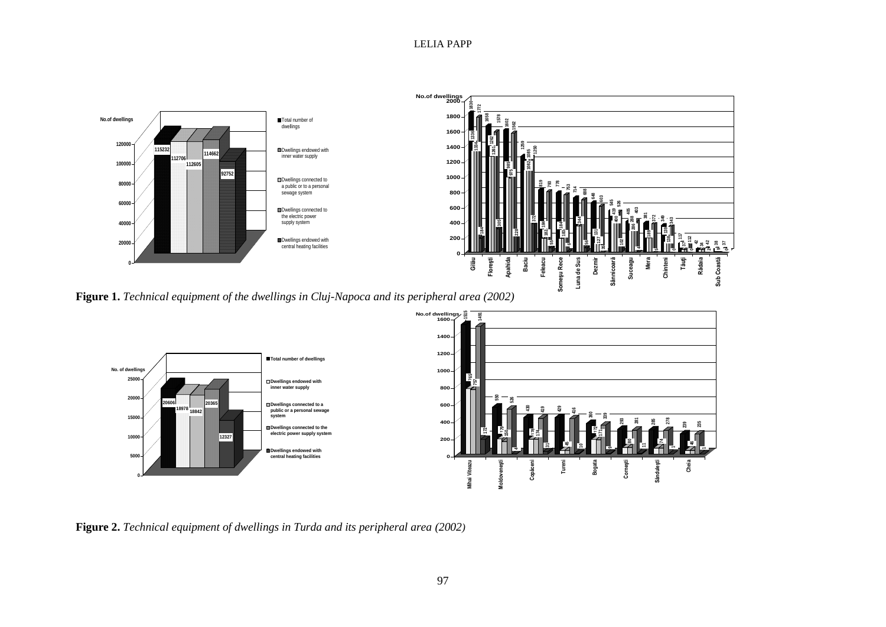**Figure 1.** *Technical equipment of the dwellings in Cluj-Napoca and its peripheral area (2002)*

**Figure 2.** *Technical equipment of dwellings in Turda and its peripheral area (2002)*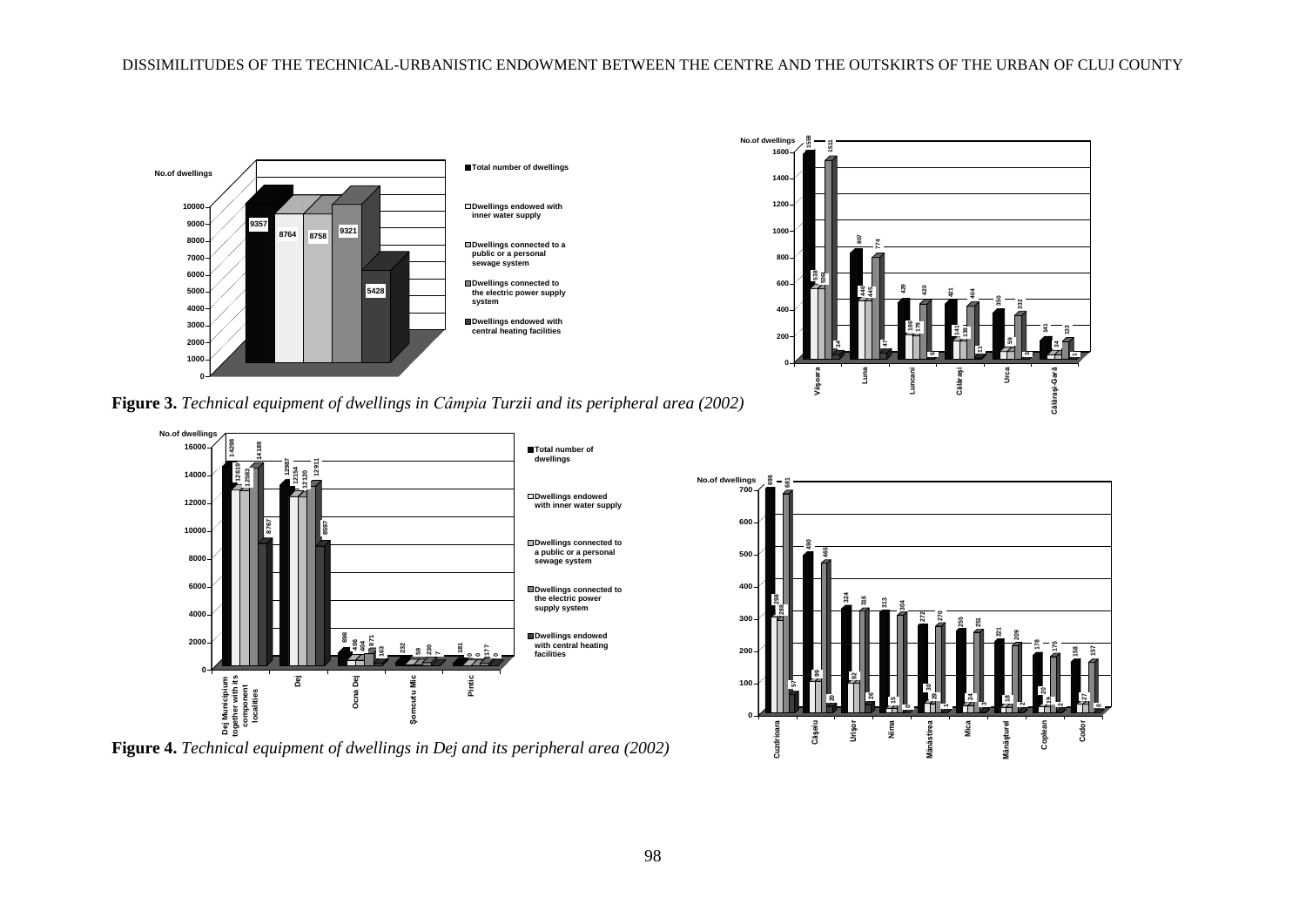**Figure 3.** *Technical equipment of dwellings in Câmpia Turzii and its peripheral area (2002)*

**Figure 4.** *Technical equipment of dwellings in Dej and its peripheral area (2002)*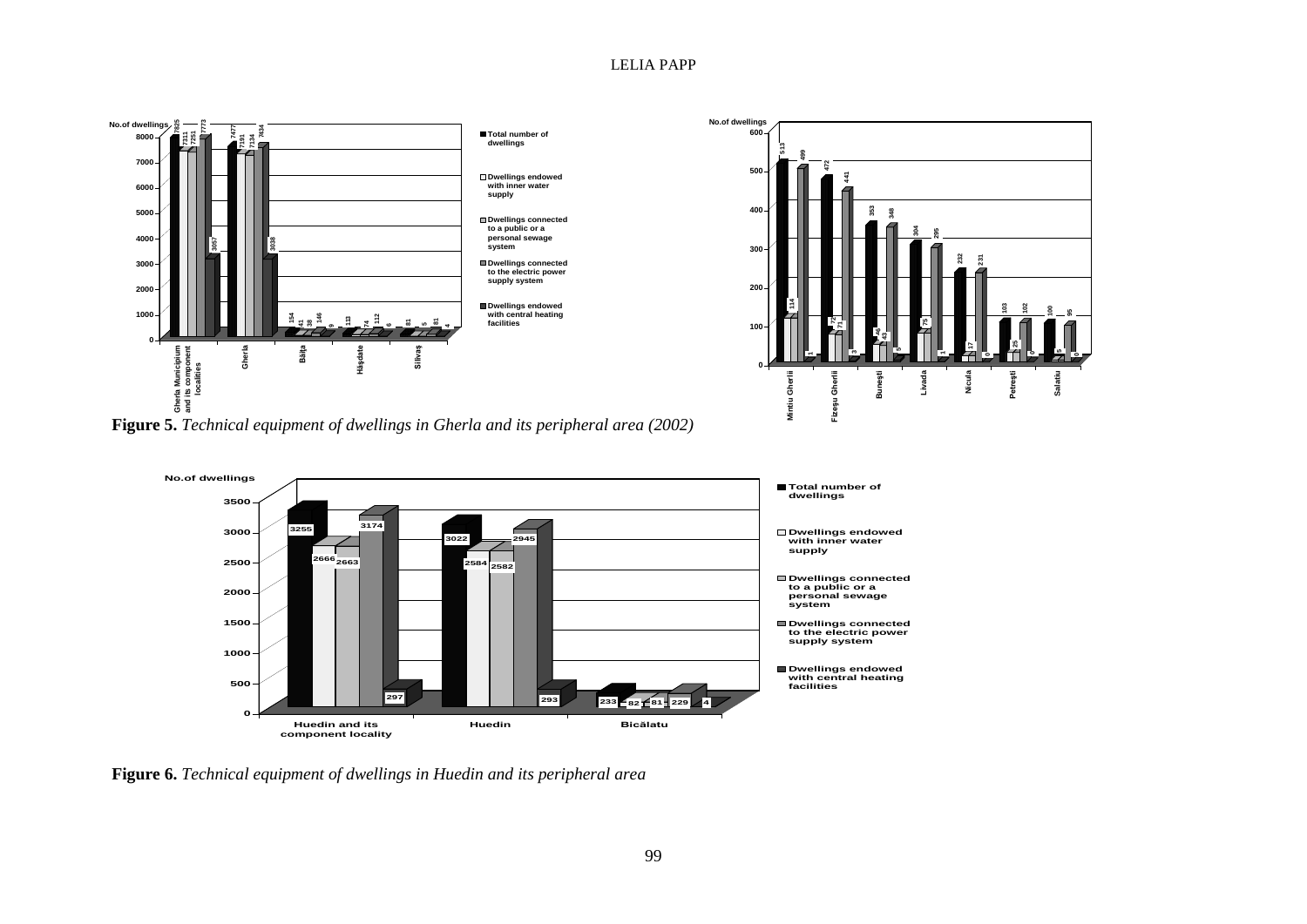**Figure 5.** *Technical equipment of dwellings in Gherla and its peripheral area (2002)*

**Figure 6.** *Technical equipment of dwellings in Huedin and its peripheral area*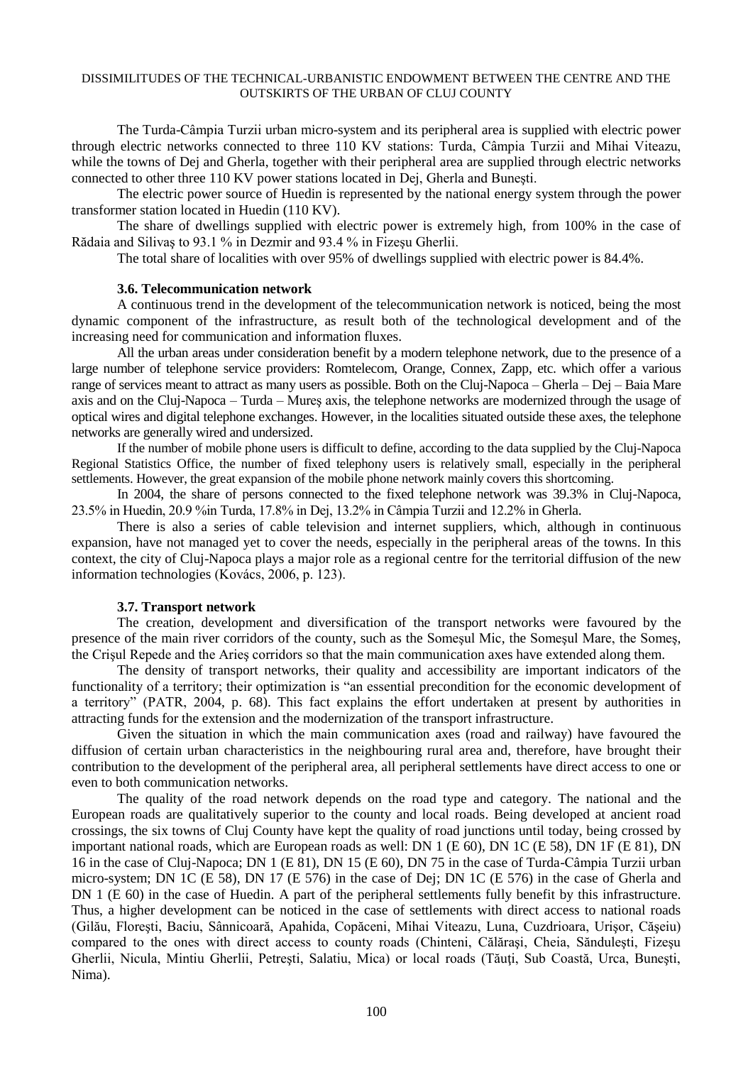The Turda-Câmpia Turzii urban micro-system and its peripheral area is supplied with electric power through electric networks connected to three 110 KV stations: Turda, Câmpia Turzii and Mihai Viteazu, while the towns of Dej and Gherla, together with their peripheral area are supplied through electric networks connected to other three 110 KV power stations located in Dej, Gherla and Buneşti.

The electric power source of Huedin is represented by the national energy system through the power transformer station located in Huedin (110 KV).

The share of dwellings supplied with electric power is extremely high, from 100% in the case of Rădaia and Silivaş to 93.1 % in Dezmir and 93.4 % in Fizeşu Gherlii.

The total share of localities with over 95% of dwellings supplied with electric power is 84.4%.

### 3.6. Telecommunication network

A continuous trend in the development of the telecommunication network is noticed, being the most dynamic component of the infrastructure, as result both of the technological development and of the increasing need for communication and information fluxes.

All the urban areas under consideration benefit by a modern telephone network, due to the presence of a large number of telephone service providers: Romtelecom, Orange, Connex, Zapp, etc. which offer a various range of services meant to attract as many users as possible. Both on the Cluj-Napoca – Gherla – Dej – Baia Mare axis and on the Cluj-Napoca – Turda – Mureş axis, the telephone networks are modernized through the usage of optical wires and digital telephone exchanges. However, in the localities situated outside these axes, the telephone networks are generally wired and undersized.

If the number of mobile phone users is difficult to define, according to the data supplied by the Cluj-Napoca Regional Statistics Office, the number of fixed telephony users is relatively small, especially in the peripheral settlements. However, the great expansion of the mobile phone network mainly covers this shortcoming.

In 2004, the share of persons connected to the fixed telephone network was 39.3% in Cluj-Napoca, 23.5% in Huedin, 20.9 %in Turda, 17.8% in Dej, 13.2% in Câmpia Turzii and 12.2% in Gherla.

There is also a series of cable television and internet suppliers, which, although in continuous expansion, have not managed yet to cover the needs, especially in the peripheral areas of the towns. In this context, the city of Cluj-Napoca plays a major role as a regional centre for the territorial diffusion of the new information technologies (Kovács, 2006, p. 123).

### 3.7. Transport network

The creation, development and diversification of the transport networks were favoured by the presence of the main river corridors of the county, such as the Someşul Mic, the Someşul Mare, the Someş, the Crişul Repede and the Arieş corridors so that the main communication axes have extended along them.

The density of transport networks, their quality and accessibility are important indicators of the functionality of a territory; their optimization is "an essential precondition for the economic development of a territory" (PATR, 2004, p. 68). This fact explains the effort undertaken at present by authorities in attracting funds for the extension and the modernization of the transport infrastructure.

Given the situation in which the main communication axes (road and railway) have favoured the diffusion of certain urban characteristics in the neighbouring rural area and, therefore, have brought their contribution to the development of the peripheral area, all peripheral settlements have direct access to one or even to both communication networks.

The quality of the road network depends on the road type and category. The national and the European roads are qualitatively superior to the county and local roads. Being developed at ancient road crossings, the six towns of Cluj County have kept the quality of road junctions until today, being crossed by important national roads, which are European roads as well: DN 1 (E 60), DN 1C (E 58), DN 1F (E 81), DN 16 in the case of Cluj-Napoca; DN 1 (E 81), DN 15 (E 60), DN 75 in the case of Turda-Câmpia Turzii urban micro-system; DN 1C (E 58), DN 17 (E 576) in the case of Dej; DN 1C (E 576) in the case of Gherla and DN 1 (E 60) in the case of Huedin. A part of the peripheral settlements fully benefit by this infrastructure. Thus, a higher development can be noticed in the case of settlements with direct access to national roads (Gilău, Floreşti, Baciu, Sânnicoară, Apahida, Copăceni, Mihai Viteazu, Luna, Cuzdrioara, Urişor, Căşeiu) compared to the ones with direct access to county roads (Chinteni, Călăraşi, Cheia, Săndulești, Fizeşu Gherlii, Nicula, Mintiu Gherlii, Petreşti, Salatiu, Mica) or local roads (Tăuţi, Sub Coastă, Urca, Buneşti, Nima).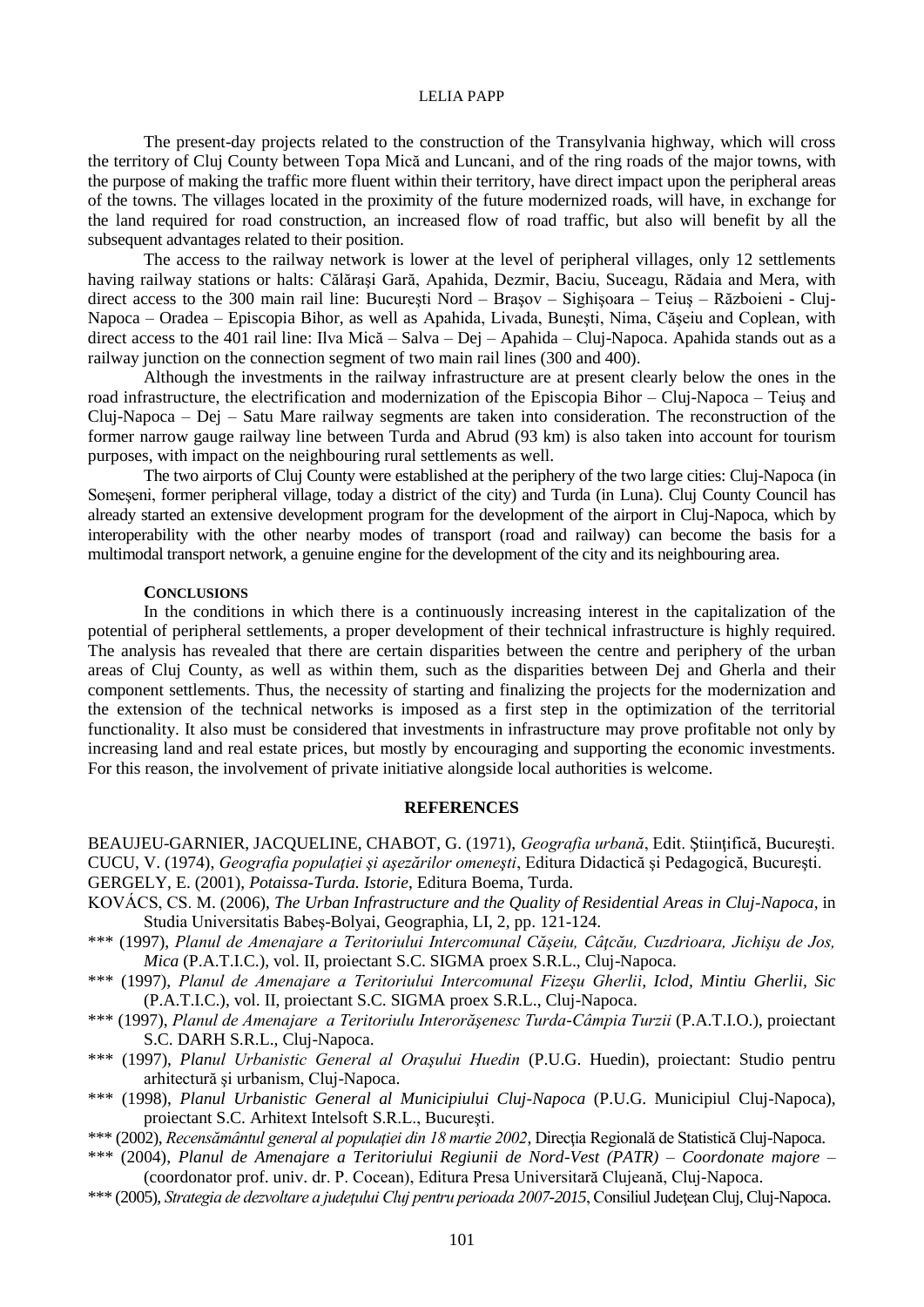The present-day projects related to the construction of the Transylvania highway, which will cross the territory of Cluj County between Topa Mică and Luncani, and of the ring roads of the major towns, with the purpose of making the traffic more fluent within their territory, have direct impact upon the peripheral areas of the towns. The villages located in the proximity of the future modernized roads, will have, in exchange for the land required for road construction, an increased flow of road traffic, but also will benefit by all the subsequent advantages related to their position.

The access to the railway network is lower at the level of peripheral villages, only 12 settlements having railway stations or halts: Călăraşi Gară, Apahida, Dezmir, Baciu, Suceagu, Rădaia and Mera, with direct access to the 300 main rail line: Bucureşti Nord – Braşov – Sighişoara – Teiuş – Războieni - Cluj-Napoca – Oradea – Episcopia Bihor, as well as Apahida, Livada, Buneşti, Nima, Căşeiu and Coplean, with direct access to the 401 rail line: Ilva Mică – Salva – Dej – Apahida – Cluj-Napoca. Apahida stands out as a railway junction on the connection segment of two main rail lines (300 and 400).

Although the investments in the railway infrastructure are at present clearly below the ones in the road infrastructure, the electrification and modernization of the Episcopia Bihor – Cluj-Napoca – Teiuş and Cluj-Napoca – Dej – Satu Mare railway segments are taken into consideration. The reconstruction of the former narrow gauge railway line between Turda and Abrud (93 km) is also taken into account for tourism purposes, with impact on the neighbouring rural settlements as well.

The two airports of Cluj County were established at the periphery of the two large cities: Cluj-Napoca (in Someşeni, former peripheral village, today a district of the city) and Turda (in Luna). Cluj County Council has already started an extensive development program for the development of the airport in Cluj-Napoca, which by interoperability with the other nearby modes of transport (road and railway) can become the basis for a multimodal transport network, a genuine engine for the development of the city and its neighbouring area.

## CONCLUSIONS

In the conditions in which there is a continuously increasing interest in the capitalization of the potential of peripheral settlements, a proper development of their technical infrastructure is highly required. The analysis has revealed that there are certain disparities between the centre and periphery of the urban areas of Cluj County, as well as within them, such as the disparities between Dej and Gherla and their component settlements. Thus, the necessity of starting and finalizing the projects for the modernization and the extension of the technical networks is imposed as a first step in the optimization of the territorial functionality. It also must be considered that investments in infrastructure may prove profitable not only by increasing land and real estate prices, but mostly by encouraging and supporting the economic investments. For this reason, the involvement of private initiative alongside local authorities is welcome.

## REFERENCES

BEAUJEU-GARNIER, JACQUELINE, CHABOT, G. (1971), *Geografia urbană*, Edit. Ştiinţifică, Bucureşti.

CUCU, V. (1974), *Geografia populaţiei şi aşezărilor omeneşti*, Editura Didactică şi Pedagogică, Bucureşti.

GERGELY, E. (2001), *Potaissa-Turda. Istorie*, Editura Boema, Turda.

KOVÁCS, CS. M. (2006), *The Urban Infrastructure and the Quality of Residential Areas in Cluj-Napoca*, in Studia Universitatis Babeş-Bolyai, Geographia, LI, 2, pp. 121-124.

*** (1997), *Planul de Amenajare a Teritoriului Intercomunal Căşeiu, Câţcău, Cuzdrioara, Jichişu de Jos, Mica* (P.A.T.I.C.), vol. II, proiectant S.C. SIGMA proex S.R.L., Cluj-Napoca.

*** (1997), *Planul de Amenajare a Teritoriului Intercomunal Fizeşu Gherlii, Iclod, Mintiu Gherlii, Sic* (P.A.T.I.C.), vol. II, proiectant S.C. SIGMA proex S.R.L., Cluj-Napoca.

*** (1997), *Planul de Amenajare a Teritoriulu Interorăşenesc Turda-Câmpia Turzii* (P.A.T.I.O.), proiectant S.C. DARH S.R.L., Cluj-Napoca.

*** (1997), *Planul Urbanistic General al Oraşului Huedin* (P.U.G. Huedin), proiectant: Studio pentru arhitectură şi urbanism, Cluj-Napoca.

*** (1998), *Planul Urbanistic General al Municipiului Cluj-Napoca* (P.U.G. Municipiul Cluj-Napoca), proiectant S.C. Arhitext Intelsoft S.R.L., Bucureşti.

*** (2002), *Recensământul general al populaţiei din 18 martie 2002*, Direcţia Regională de Statistică Cluj-Napoca.

*** (2004), *Planul de Amenajare a Teritoriului Regiunii de Nord-Vest (PATR) – Coordonate majore* – (coordonator prof. univ. dr. P. Cocean), Editura Presa Universitară Clujeană, Cluj-Napoca.

*** (2005), *Strategia de dezvoltare a judeţului Cluj pentru perioada 2007-2015*, Consiliul Judeţean Cluj, Cluj-Napoca.